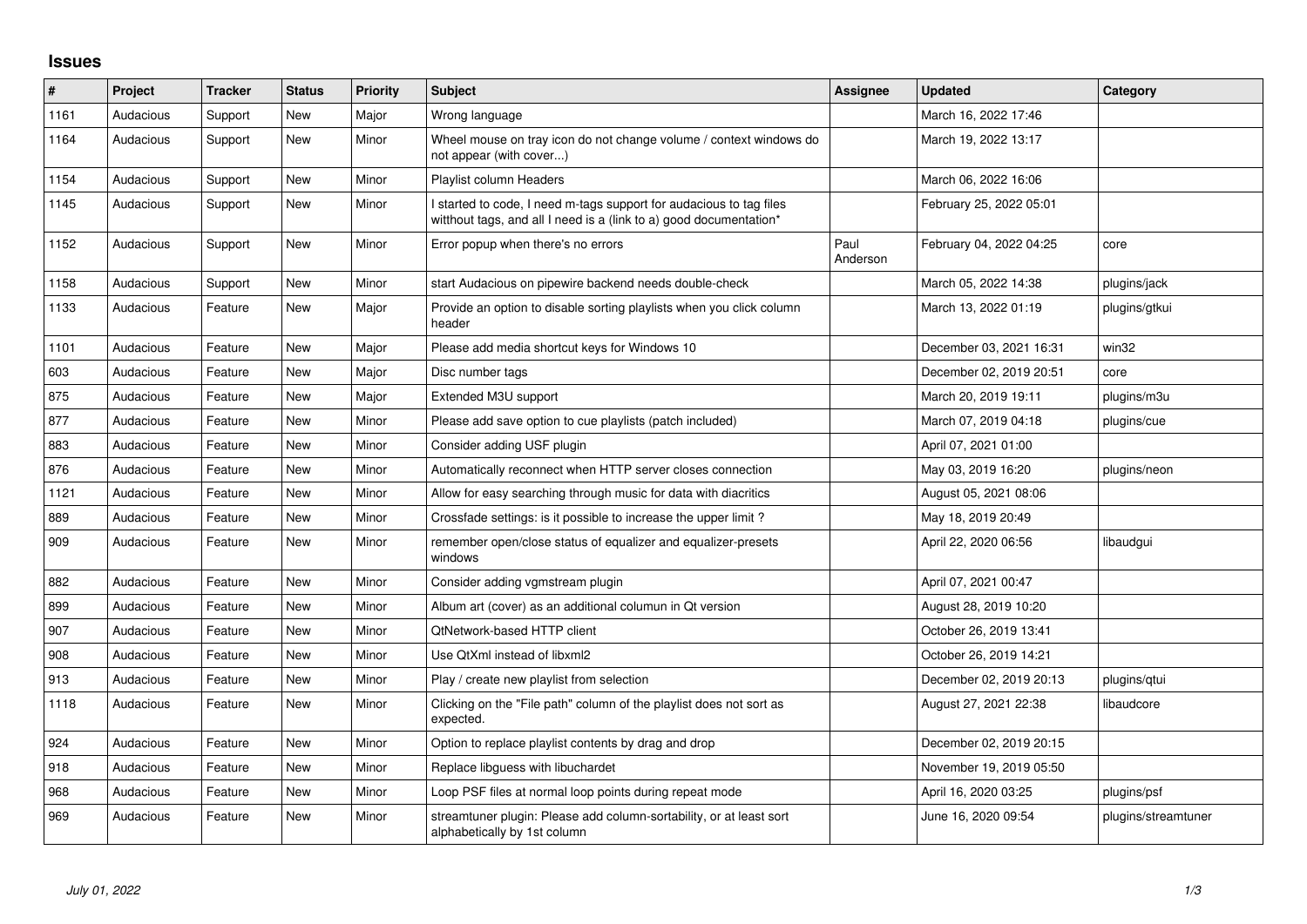## Issues

| # | Project | Tracker | Status | Priority | Subject | Assignee | Updated | Category |
|---|---|---|---|---|---|---|---|---|
| 1161 | Audacious | Support | New | Major | Wrong language | | March 16, 2022 17:46 | |
| 1164 | Audacious | Support | New | Minor | Wheel mouse on tray icon do not change volume / context windows do not appear (with cover...) | | March 19, 2022 13:17 | |
| 1154 | Audacious | Support | New | Minor | Playlist column Headers | | March 06, 2022 16:06 | |
| 1145 | Audacious | Support | New | Minor | I started to code, I need m-tags support for audacious to tag files witthout tags, and all I need is a (link to a) good documentation* | | February 25, 2022 05:01 | |
| 1152 | Audacious | Support | New | Minor | Error popup when there's no errors | Paul Anderson | February 04, 2022 04:25 | core |
| 1158 | Audacious | Support | New | Minor | start Audacious on pipewire backend needs double-check | | March 05, 2022 14:38 | plugins/jack |
| 1133 | Audacious | Feature | New | Major | Provide an option to disable sorting playlists when you click column header | | March 13, 2022 01:19 | plugins/gtkui |
| 1101 | Audacious | Feature | New | Major | Please add media shortcut keys for Windows 10 | | December 03, 2021 16:31 | win32 |
| 603 | Audacious | Feature | New | Major | Disc number tags | | December 02, 2019 20:51 | core |
| 875 | Audacious | Feature | New | Major | Extended M3U support | | March 20, 2019 19:11 | plugins/m3u |
| 877 | Audacious | Feature | New | Minor | Please add save option to cue playlists (patch included) | | March 07, 2019 04:18 | plugins/cue |
| 883 | Audacious | Feature | New | Minor | Consider adding USF plugin | | April 07, 2021 01:00 | |
| 876 | Audacious | Feature | New | Minor | Automatically reconnect when HTTP server closes connection | | May 03, 2019 16:20 | plugins/neon |
| 1121 | Audacious | Feature | New | Minor | Allow for easy searching through music for data with diacritics | | August 05, 2021 08:06 | |
| 889 | Audacious | Feature | New | Minor | Crossfade settings: is it possible to increase the upper limit ? | | May 18, 2019 20:49 | |
| 909 | Audacious | Feature | New | Minor | remember open/close status of equalizer and equalizer-presets windows | | April 22, 2020 06:56 | libaudgui |
| 882 | Audacious | Feature | New | Minor | Consider adding vgmstream plugin | | April 07, 2021 00:47 | |
| 899 | Audacious | Feature | New | Minor | Album art (cover) as an additional columun in Qt version | | August 28, 2019 10:20 | |
| 907 | Audacious | Feature | New | Minor | QtNetwork-based HTTP client | | October 26, 2019 13:41 | |
| 908 | Audacious | Feature | New | Minor | Use QtXml instead of libxml2 | | October 26, 2019 14:21 | |
| 913 | Audacious | Feature | New | Minor | Play / create new playlist from selection | | December 02, 2019 20:13 | plugins/qtui |
| 1118 | Audacious | Feature | New | Minor | Clicking on the "File path" column of the playlist does not sort as expected. | | August 27, 2021 22:38 | libaudcore |
| 924 | Audacious | Feature | New | Minor | Option to replace playlist contents by drag and drop | | December 02, 2019 20:15 | |
| 918 | Audacious | Feature | New | Minor | Replace libguess with libuchardet | | November 19, 2019 05:50 | |
| 968 | Audacious | Feature | New | Minor | Loop PSF files at normal loop points during repeat mode | | April 16, 2020 03:25 | plugins/psf |
| 969 | Audacious | Feature | New | Minor | streamtuner plugin: Please add column-sortability, or at least sort alphabetically by 1st column | | June 16, 2020 09:54 | plugins/streamtuner |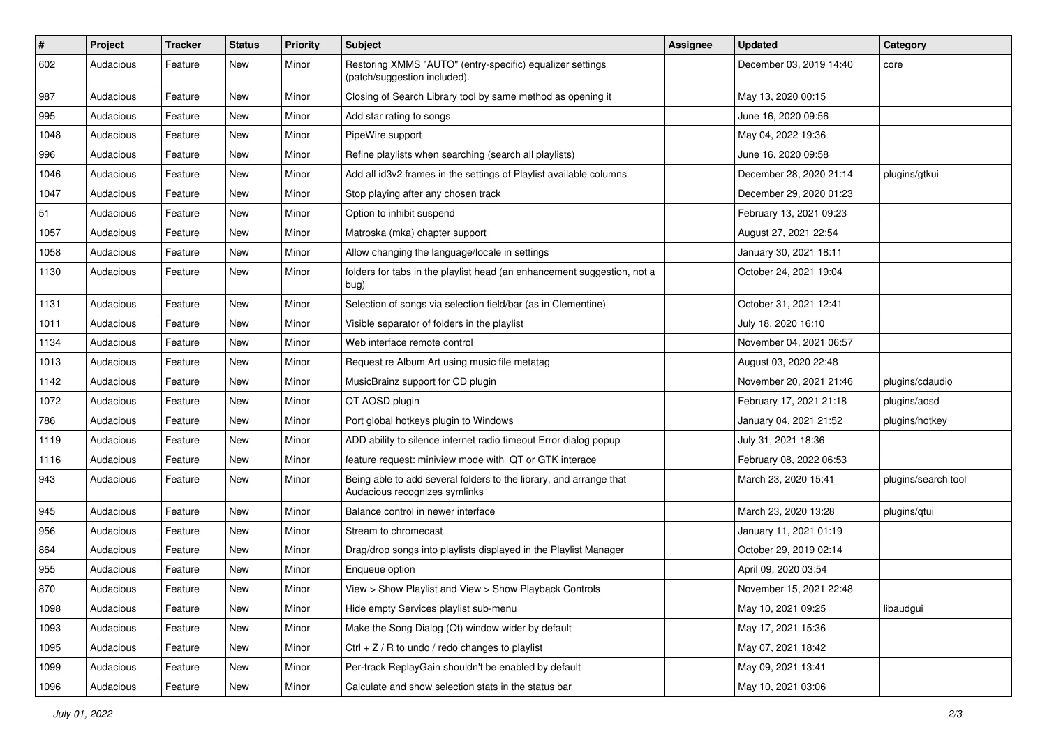| # | Project | Tracker | Status | Priority | Subject | Assignee | Updated | Category |
|---|---|---|---|---|---|---|---|---|
| 602 | Audacious | Feature | New | Minor | Restoring XMMS "AUTO" (entry-specific) equalizer settings (patch/suggestion included). | | December 03, 2019 14:40 | core |
| 987 | Audacious | Feature | New | Minor | Closing of Search Library tool by same method as opening it | | May 13, 2020 00:15 | |
| 995 | Audacious | Feature | New | Minor | Add star rating to songs | | June 16, 2020 09:56 | |
| 1048 | Audacious | Feature | New | Minor | PipeWire support | | May 04, 2022 19:36 | |
| 996 | Audacious | Feature | New | Minor | Refine playlists when searching (search all playlists) | | June 16, 2020 09:58 | |
| 1046 | Audacious | Feature | New | Minor | Add all id3v2 frames in the settings of Playlist available columns | | December 28, 2020 21:14 | plugins/gtkui |
| 1047 | Audacious | Feature | New | Minor | Stop playing after any chosen track | | December 29, 2020 01:23 | |
| 51 | Audacious | Feature | New | Minor | Option to inhibit suspend | | February 13, 2021 09:23 | |
| 1057 | Audacious | Feature | New | Minor | Matroska (mka) chapter support | | August 27, 2021 22:54 | |
| 1058 | Audacious | Feature | New | Minor | Allow changing the language/locale in settings | | January 30, 2021 18:11 | |
| 1130 | Audacious | Feature | New | Minor | folders for tabs in the playlist head (an enhancement suggestion, not a bug) | | October 24, 2021 19:04 | |
| 1131 | Audacious | Feature | New | Minor | Selection of songs via selection field/bar (as in Clementine) | | October 31, 2021 12:41 | |
| 1011 | Audacious | Feature | New | Minor | Visible separator of folders in the playlist | | July 18, 2020 16:10 | |
| 1134 | Audacious | Feature | New | Minor | Web interface remote control | | November 04, 2021 06:57 | |
| 1013 | Audacious | Feature | New | Minor | Request re Album Art using music file metatag | | August 03, 2020 22:48 | |
| 1142 | Audacious | Feature | New | Minor | MusicBrainz support for CD plugin | | November 20, 2021 21:46 | plugins/cdaudio |
| 1072 | Audacious | Feature | New | Minor | QT AOSD plugin | | February 17, 2021 21:18 | plugins/aosd |
| 786 | Audacious | Feature | New | Minor | Port global hotkeys plugin to Windows | | January 04, 2021 21:52 | plugins/hotkey |
| 1119 | Audacious | Feature | New | Minor | ADD ability to silence internet radio timeout Error dialog popup | | July 31, 2021 18:36 | |
| 1116 | Audacious | Feature | New | Minor | feature request: miniview mode with QT or GTK interace | | February 08, 2022 06:53 | |
| 943 | Audacious | Feature | New | Minor | Being able to add several folders to the library, and arrange that Audacious recognizes symlinks | | March 23, 2020 15:41 | plugins/search tool |
| 945 | Audacious | Feature | New | Minor | Balance control in newer interface | | March 23, 2020 13:28 | plugins/qtui |
| 956 | Audacious | Feature | New | Minor | Stream to chromecast | | January 11, 2021 01:19 | |
| 864 | Audacious | Feature | New | Minor | Drag/drop songs into playlists displayed in the Playlist Manager | | October 29, 2019 02:14 | |
| 955 | Audacious | Feature | New | Minor | Enqueue option | | April 09, 2020 03:54 | |
| 870 | Audacious | Feature | New | Minor | View > Show Playlist and View > Show Playback Controls | | November 15, 2021 22:48 | |
| 1098 | Audacious | Feature | New | Minor | Hide empty Services playlist sub-menu | | May 10, 2021 09:25 | libaudgui |
| 1093 | Audacious | Feature | New | Minor | Make the Song Dialog (Qt) window wider by default | | May 17, 2021 15:36 | |
| 1095 | Audacious | Feature | New | Minor | Ctrl + Z / R to undo / redo changes to playlist | | May 07, 2021 18:42 | |
| 1099 | Audacious | Feature | New | Minor | Per-track ReplayGain shouldn't be enabled by default | | May 09, 2021 13:41 | |
| 1096 | Audacious | Feature | New | Minor | Calculate and show selection stats in the status bar | | May 10, 2021 03:06 | |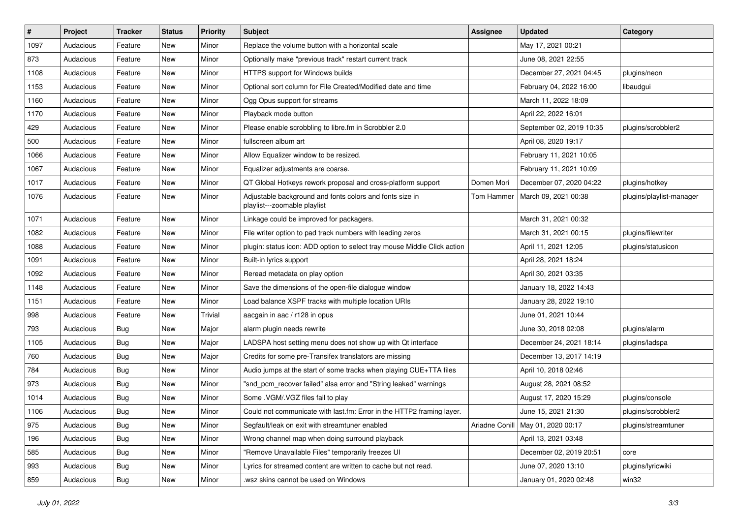| # | Project | Tracker | Status | Priority | Subject | Assignee | Updated | Category |
|---|---|---|---|---|---|---|---|---|
| 1097 | Audacious | Feature | New | Minor | Replace the volume button with a horizontal scale | | May 17, 2021 00:21 | |
| 873 | Audacious | Feature | New | Minor | Optionally make "previous track" restart current track | | June 08, 2021 22:55 | |
| 1108 | Audacious | Feature | New | Minor | HTTPS support for Windows builds | | December 27, 2021 04:45 | plugins/neon |
| 1153 | Audacious | Feature | New | Minor | Optional sort column for File Created/Modified date and time | | February 04, 2022 16:00 | libaudgui |
| 1160 | Audacious | Feature | New | Minor | Ogg Opus support for streams | | March 11, 2022 18:09 | |
| 1170 | Audacious | Feature | New | Minor | Playback mode button | | April 22, 2022 16:01 | |
| 429 | Audacious | Feature | New | Minor | Please enable scrobbling to libre.fm in Scrobbler 2.0 | | September 02, 2019 10:35 | plugins/scrobbler2 |
| 500 | Audacious | Feature | New | Minor | fullscreen album art | | April 08, 2020 19:17 | |
| 1066 | Audacious | Feature | New | Minor | Allow Equalizer window to be resized. | | February 11, 2021 10:05 | |
| 1067 | Audacious | Feature | New | Minor | Equalizer adjustments are coarse. | | February 11, 2021 10:09 | |
| 1017 | Audacious | Feature | New | Minor | QT Global Hotkeys rework proposal and cross-platform support | Domen Mori | December 07, 2020 04:22 | plugins/hotkey |
| 1076 | Audacious | Feature | New | Minor | Adjustable background and fonts colors and fonts size in playlist---zoomable playlist | Tom Hammer | March 09, 2021 00:38 | plugins/playlist-manager |
| 1071 | Audacious | Feature | New | Minor | Linkage could be improved for packagers. | | March 31, 2021 00:32 | |
| 1082 | Audacious | Feature | New | Minor | File writer option to pad track numbers with leading zeros | | March 31, 2021 00:15 | plugins/filewriter |
| 1088 | Audacious | Feature | New | Minor | plugin: status icon: ADD option to select tray mouse Middle Click action | | April 11, 2021 12:05 | plugins/statusicon |
| 1091 | Audacious | Feature | New | Minor | Built-in lyrics support | | April 28, 2021 18:24 | |
| 1092 | Audacious | Feature | New | Minor | Reread metadata on play option | | April 30, 2021 03:35 | |
| 1148 | Audacious | Feature | New | Minor | Save the dimensions of the open-file dialogue window | | January 18, 2022 14:43 | |
| 1151 | Audacious | Feature | New | Minor | Load balance XSPF tracks with multiple location URIs | | January 28, 2022 19:10 | |
| 998 | Audacious | Feature | New | Trivial | aacgain in aac / r128 in opus | | June 01, 2021 10:44 | |
| 793 | Audacious | Bug | New | Major | alarm plugin needs rewrite | | June 30, 2018 02:08 | plugins/alarm |
| 1105 | Audacious | Bug | New | Major | LADSPA host setting menu does not show up with Qt interface | | December 24, 2021 18:14 | plugins/ladspa |
| 760 | Audacious | Bug | New | Major | Credits for some pre-Transifex translators are missing | | December 13, 2017 14:19 | |
| 784 | Audacious | Bug | New | Minor | Audio jumps at the start of some tracks when playing CUE+TTA files | | April 10, 2018 02:46 | |
| 973 | Audacious | Bug | New | Minor | "snd_pcm_recover failed" alsa error and "String leaked" warnings | | August 28, 2021 08:52 | |
| 1014 | Audacious | Bug | New | Minor | Some .VGM/.VGZ files fail to play | | August 17, 2020 15:29 | plugins/console |
| 1106 | Audacious | Bug | New | Minor | Could not communicate with last.fm: Error in the HTTP2 framing layer. | | June 15, 2021 21:30 | plugins/scrobbler2 |
| 975 | Audacious | Bug | New | Minor | Segfault/leak on exit with streamtuner enabled | Ariadne Conill | May 01, 2020 00:17 | plugins/streamtuner |
| 196 | Audacious | Bug | New | Minor | Wrong channel map when doing surround playback | | April 13, 2021 03:48 | |
| 585 | Audacious | Bug | New | Minor | "Remove Unavailable Files" temporarily freezes UI | | December 02, 2019 20:51 | core |
| 993 | Audacious | Bug | New | Minor | Lyrics for streamed content are written to cache but not read. | | June 07, 2020 13:10 | plugins/lyricwiki |
| 859 | Audacious | Bug | New | Minor | .wsz skins cannot be used on Windows | | January 01, 2020 02:48 | win32 |

*July 01, 2022*